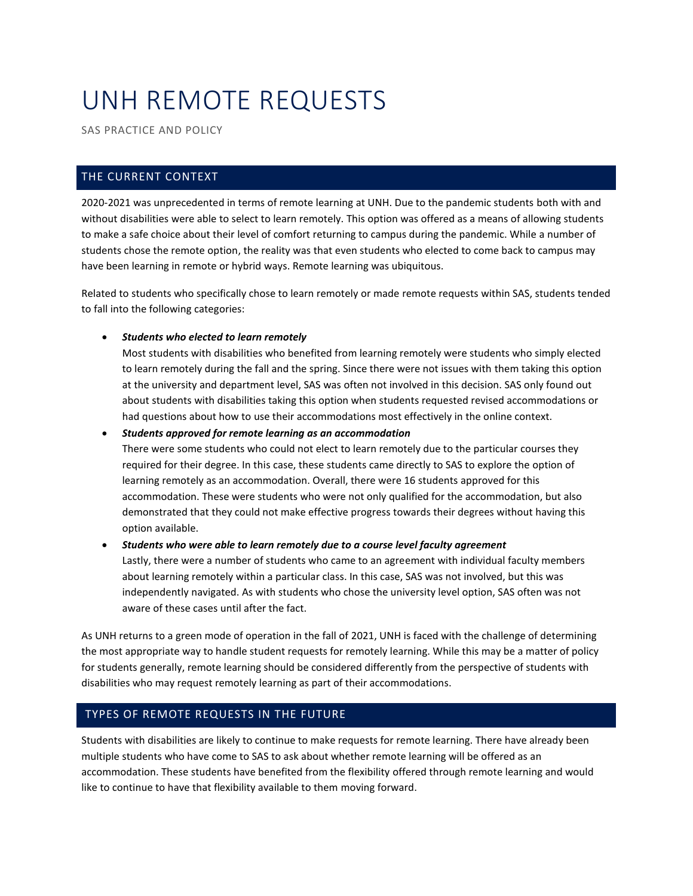# UNH REMOTE REQUESTS

SAS PRACTICE AND POLICY

## THE CURRENT CONTEXT

2020-2021 was unprecedented in terms of remote learning at UNH. Due to the pandemic students both with and without disabilities were able to select to learn remotely. This option was offered as a means of allowing students to make a safe choice about their level of comfort returning to campus during the pandemic. While a number of students chose the remote option, the reality was that even students who elected to come back to campus may have been learning in remote or hybrid ways. Remote learning was ubiquitous.

Related to students who specifically chose to learn remotely or made remote requests within SAS, students tended to fall into the following categories:

- ***Students who elected to learn remotely***
  Most students with disabilities who benefited from learning remotely were students who simply elected to learn remotely during the fall and the spring. Since there were not issues with them taking this option at the university and department level, SAS was often not involved in this decision. SAS only found out about students with disabilities taking this option when students requested revised accommodations or had questions about how to use their accommodations most effectively in the online context.
- ***Students approved for remote learning as an accommodation***
  There were some students who could not elect to learn remotely due to the particular courses they required for their degree. In this case, these students came directly to SAS to explore the option of learning remotely as an accommodation. Overall, there were 16 students approved for this accommodation. These were students who were not only qualified for the accommodation, but also demonstrated that they could not make effective progress towards their degrees without having this option available.
- ***Students who were able to learn remotely due to a course level faculty agreement***
  Lastly, there were a number of students who came to an agreement with individual faculty members about learning remotely within a particular class. In this case, SAS was not involved, but this was independently navigated. As with students who chose the university level option, SAS often was not aware of these cases until after the fact.

As UNH returns to a green mode of operation in the fall of 2021, UNH is faced with the challenge of determining the most appropriate way to handle student requests for remotely learning. While this may be a matter of policy for students generally, remote learning should be considered differently from the perspective of students with disabilities who may request remotely learning as part of their accommodations.

## TYPES OF REMOTE REQUESTS IN THE FUTURE

Students with disabilities are likely to continue to make requests for remote learning. There have already been multiple students who have come to SAS to ask about whether remote learning will be offered as an accommodation. These students have benefited from the flexibility offered through remote learning and would like to continue to have that flexibility available to them moving forward.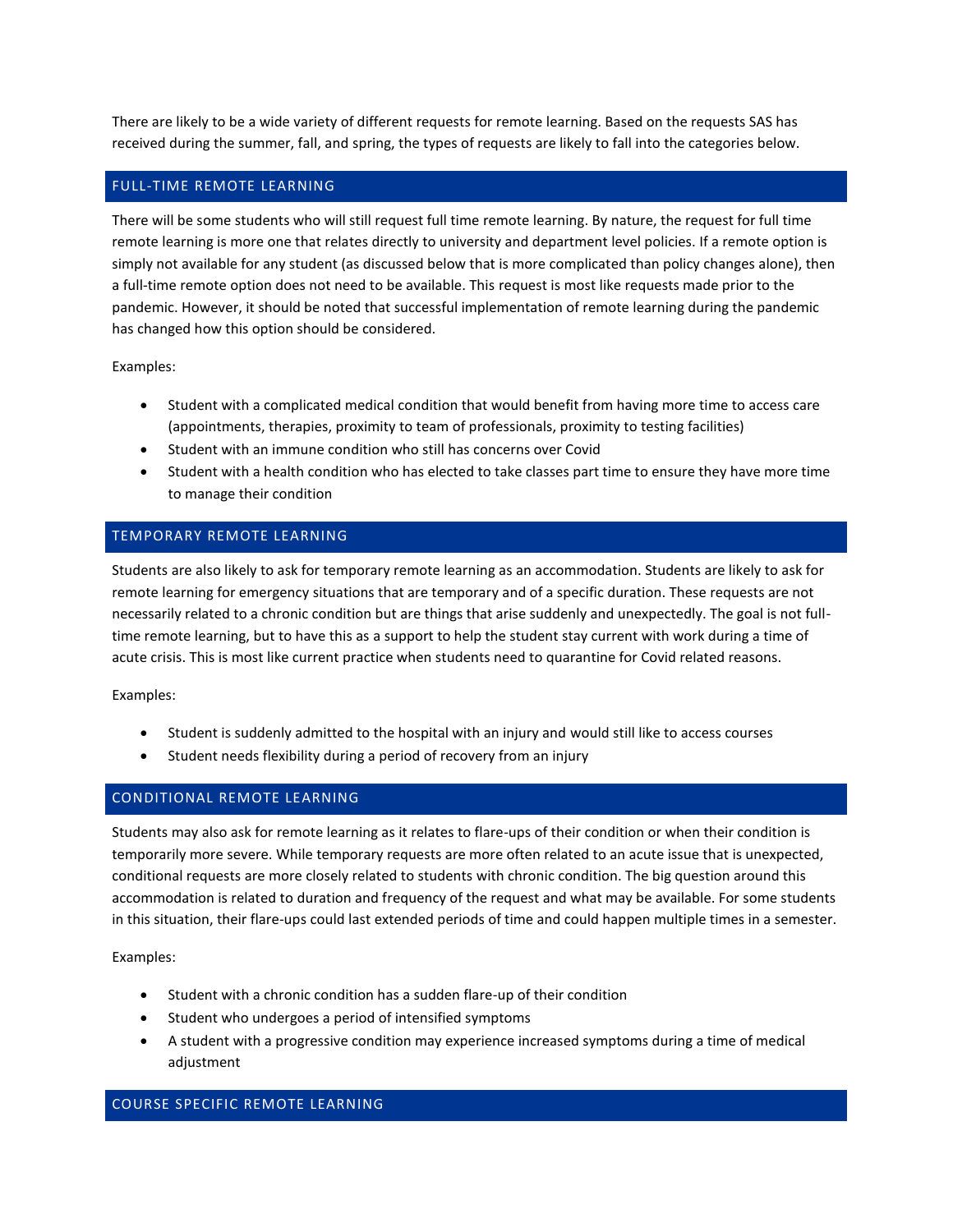There are likely to be a wide variety of different requests for remote learning. Based on the requests SAS has received during the summer, fall, and spring, the types of requests are likely to fall into the categories below.

## FULL-TIME REMOTE LEARNING

There will be some students who will still request full time remote learning. By nature, the request for full time remote learning is more one that relates directly to university and department level policies. If a remote option is simply not available for any student (as discussed below that is more complicated than policy changes alone), then a full-time remote option does not need to be available. This request is most like requests made prior to the pandemic. However, it should be noted that successful implementation of remote learning during the pandemic has changed how this option should be considered.

Examples:

- Student with a complicated medical condition that would benefit from having more time to access care (appointments, therapies, proximity to team of professionals, proximity to testing facilities)
- Student with an immune condition who still has concerns over Covid
- Student with a health condition who has elected to take classes part time to ensure they have more time to manage their condition

## TEMPORARY REMOTE LEARNING

Students are also likely to ask for temporary remote learning as an accommodation. Students are likely to ask for remote learning for emergency situations that are temporary and of a specific duration. These requests are not necessarily related to a chronic condition but are things that arise suddenly and unexpectedly. The goal is not full-time remote learning, but to have this as a support to help the student stay current with work during a time of acute crisis. This is most like current practice when students need to quarantine for Covid related reasons.

Examples:

- Student is suddenly admitted to the hospital with an injury and would still like to access courses
- Student needs flexibility during a period of recovery from an injury

## CONDITIONAL REMOTE LEARNING

Students may also ask for remote learning as it relates to flare-ups of their condition or when their condition is temporarily more severe. While temporary requests are more often related to an acute issue that is unexpected, conditional requests are more closely related to students with chronic condition. The big question around this accommodation is related to duration and frequency of the request and what may be available. For some students in this situation, their flare-ups could last extended periods of time and could happen multiple times in a semester.

Examples:

- Student with a chronic condition has a sudden flare-up of their condition
- Student who undergoes a period of intensified symptoms
- A student with a progressive condition may experience increased symptoms during a time of medical adjustment

## COURSE SPECIFIC REMOTE LEARNING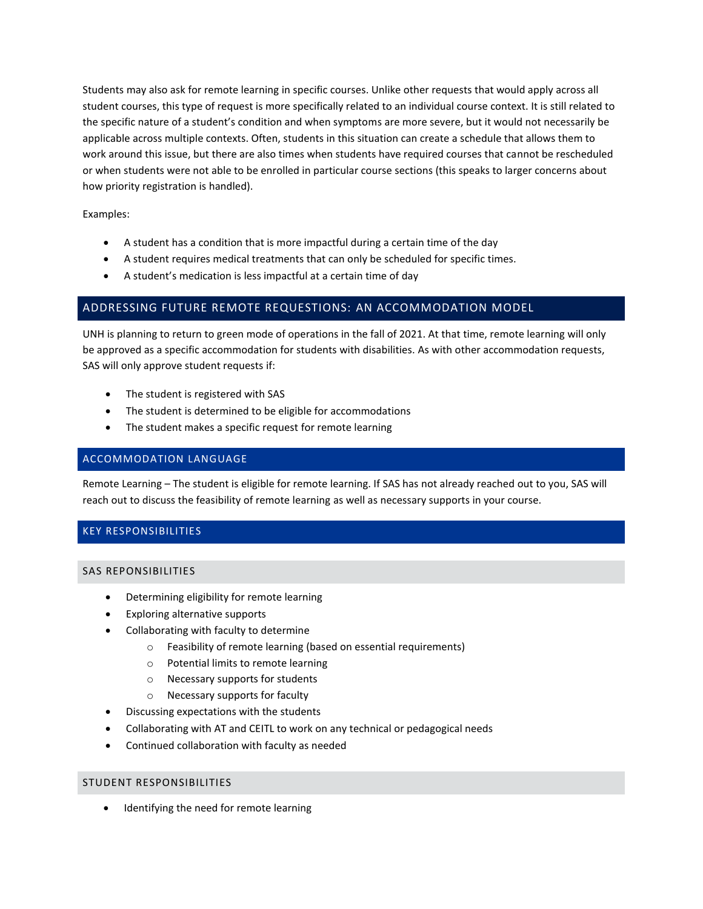Students may also ask for remote learning in specific courses. Unlike other requests that would apply across all student courses, this type of request is more specifically related to an individual course context. It is still related to the specific nature of a student's condition and when symptoms are more severe, but it would not necessarily be applicable across multiple contexts. Often, students in this situation can create a schedule that allows them to work around this issue, but there are also times when students have required courses that cannot be rescheduled or when students were not able to be enrolled in particular course sections (this speaks to larger concerns about how priority registration is handled).

Examples:

- A student has a condition that is more impactful during a certain time of the day
- A student requires medical treatments that can only be scheduled for specific times.
- A student's medication is less impactful at a certain time of day

## ADDRESSING FUTURE REMOTE REQUESTIONS: AN ACCOMMODATION MODEL

UNH is planning to return to green mode of operations in the fall of 2021. At that time, remote learning will only be approved as a specific accommodation for students with disabilities. As with other accommodation requests, SAS will only approve student requests if:

- The student is registered with SAS
- The student is determined to be eligible for accommodations
- The student makes a specific request for remote learning

## ACCOMMODATION LANGUAGE

Remote Learning – The student is eligible for remote learning. If SAS has not already reached out to you, SAS will reach out to discuss the feasibility of remote learning as well as necessary supports in your course.

## KEY RESPONSIBILITIES

### SAS REPONSIBILITIES

- Determining eligibility for remote learning
- Exploring alternative supports
- Collaborating with faculty to determine
  - Feasibility of remote learning (based on essential requirements)
  - Potential limits to remote learning
  - Necessary supports for students
  - Necessary supports for faculty
- Discussing expectations with the students
- Collaborating with AT and CEITL to work on any technical or pedagogical needs
- Continued collaboration with faculty as needed

### STUDENT RESPONSIBILITIES

- Identifying the need for remote learning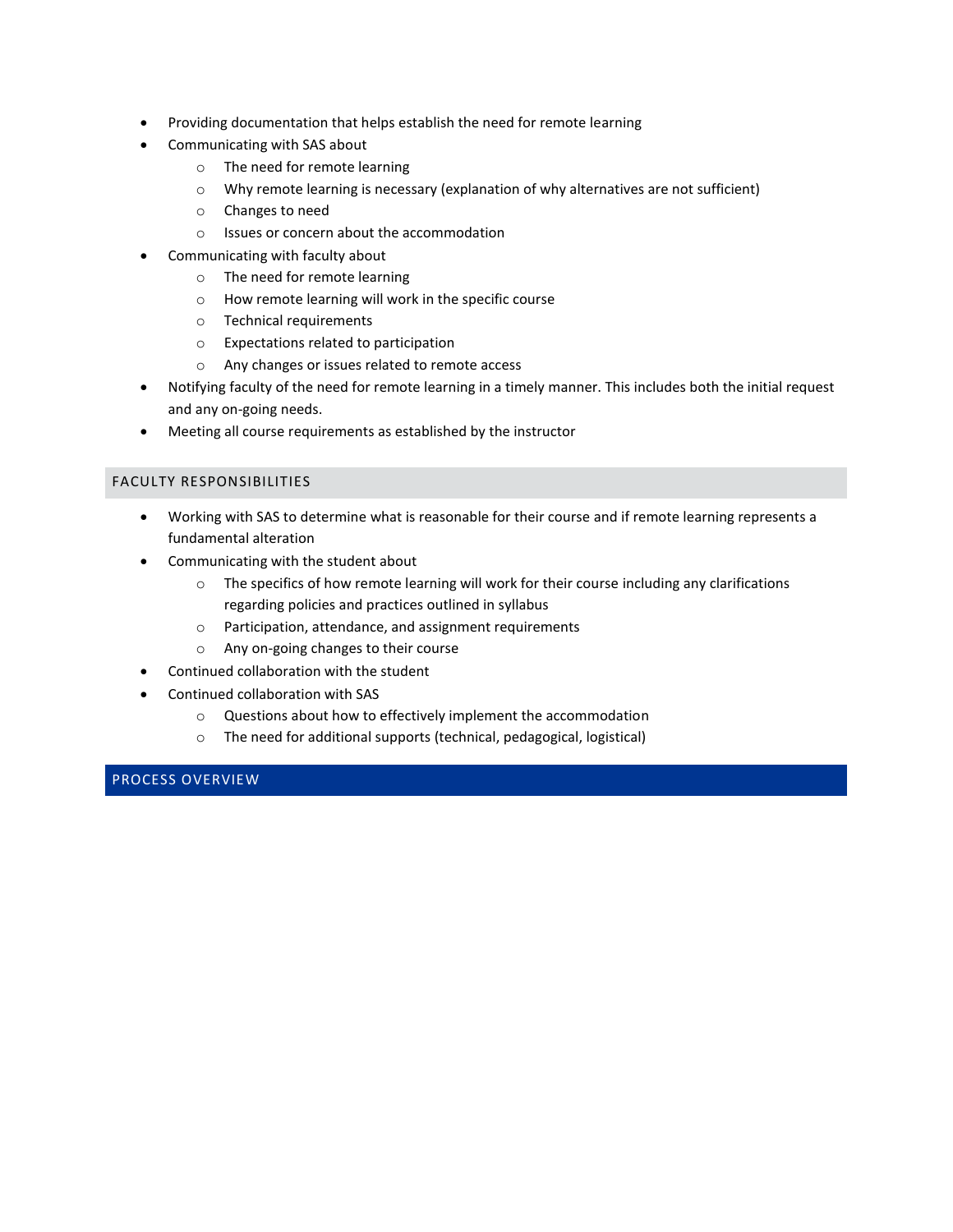- Providing documentation that helps establish the need for remote learning
- Communicating with SAS about
    - The need for remote learning
    - Why remote learning is necessary (explanation of why alternatives are not sufficient)
    - Changes to need
    - Issues or concern about the accommodation
- Communicating with faculty about
    - The need for remote learning
    - How remote learning will work in the specific course
    - Technical requirements
    - Expectations related to participation
    - Any changes or issues related to remote access
- Notifying faculty of the need for remote learning in a timely manner. This includes both the initial request and any on-going needs.
- Meeting all course requirements as established by the instructor

## FACULTY RESPONSIBILITIES

- Working with SAS to determine what is reasonable for their course and if remote learning represents a fundamental alteration
- Communicating with the student about
    - The specifics of how remote learning will work for their course including any clarifications regarding policies and practices outlined in syllabus
    - Participation, attendance, and assignment requirements
    - Any on-going changes to their course
- Continued collaboration with the student
- Continued collaboration with SAS
    - Questions about how to effectively implement the accommodation
    - The need for additional supports (technical, pedagogical, logistical)

## PROCESS OVERVIEW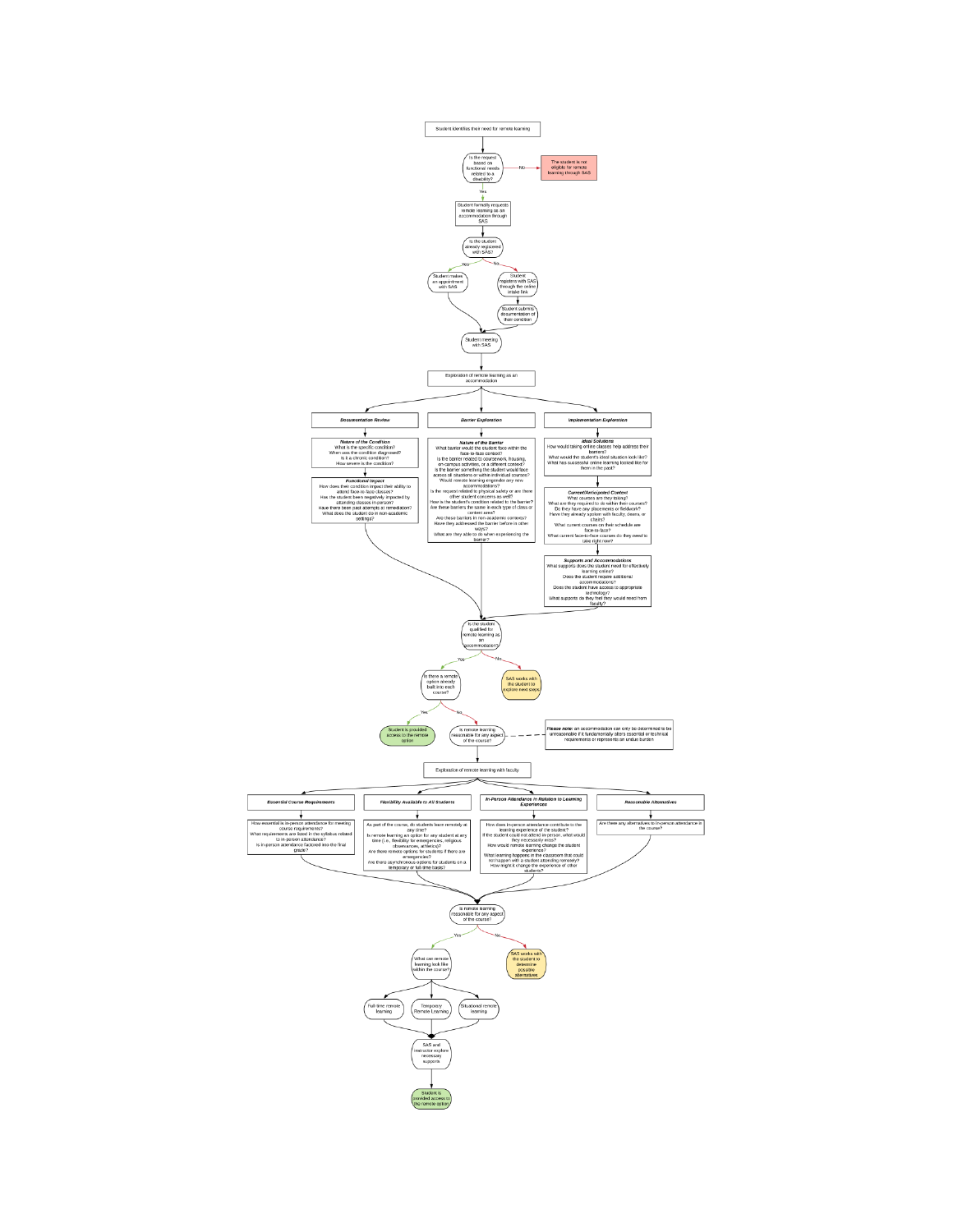Student identifies their need for remote learning

Is the request based on functional needs related to a disability?

- NO → The student is not eligible for remote learning through SAS
- Yes → Student formally requests remote learning as an accommodation through SAS

Is the student already registered with SAS?

- Yes → Student makes an appointment with SAS
- No → Student registers with SAS through the online intake link → Student submits documentation of their condition

Student meeting with SAS

Exploration of remote learning as an accommodation

**Documentation Review**

***Nature of the Condition***
What is the specific condition?
When was the condition diagnosed?
Is it a chronic condition?
How severe is the condition?

***Functional Impact***
How does their condition impact their ability to attend face-to-face classes?
Has the student been negatively impacted by attending classes in-person?
Have there been past attempts at remediation?
What does the student do in non-academic settings?

**Barrier Exploration**

***Nature of the Barrier***
What barrier would the student face within the face-to-face context?
Is the barrier related to coursework, housing, on-campus activities, or a different context?
Is the barrier something the student would face across all situations or within individual courses?
Would remote learning engender any new accommodations?
Is the request related to physical safety or are there other student concerns as well?
How is the student's condition related to the barrier?
Are these barriers the same in each type of class or content area?
Are these barriers in non-academic contexts?
Have they addressed the barrier before in other ways?
What are they able to do when experiencing the barrier?

**Implementation Exploration**

***Ideal Solutions***
How would taking online classes help address their barriers?
What would the student's ideal situation look like?
What has successful online learning looked like for them in the past?

***Current/Anticipated Context***
What courses are they taking?
What are they required to do within their courses?
Do they have any placements or fieldwork?
Have they already spoken with faculty, deans, or chairs?
What current courses on their schedule are face-to-face?
What current face-to-face courses do they need to take right now?

***Supports and Accommodations***
What supports does the student need for effectively learning online?
Does the student require additional accommodations?
Does the student have access to appropriate technology?
What supports do they feel they would need from faculty?

Is the student qualified for remote learning as an accommodation?

- No → SAS works with the student to explore next steps
- Yes → Is there a remote option already built into each course?
  - Yes → Student is provided access to the remote option
  - No → Is remote learning reasonable for any aspect of the course?

*Please note:* an accommodation can only be determined to be unreasonable if it fundamentally alters essential or technical requirements or represents an undue burden

Exploration of remote learning with faculty

**Essential Course Requirements**
How essential is in-person attendance for meeting course requirements?
What requirements are listed in the syllabus related to in-person attendance?
Is in-person attendance factored into the final grade?

**Flexibility Available to All Students**
As part of the course, do students learn remotely at any time?
Is remote learning an option for any student at any time (i.e., flexibility for emergencies, religious observances, athletics)?
Are there remote options for students if there are emergencies?
Are there asynchronous options for students on a temporary or full-time basis?

**In-Person Attendance in Relation to Learning Experiences**
How does in-person attendance contribute to the learning experience of the student?
If the student could not attend in-person, what would they necessarily miss?
How would remote learning change the student experience?
What learning happens in the classroom that could not happen with a student attending remotely?
How might it change the experience of other students?

**Reasonable Alternatives**
Are there any alternatives to in-person attendance in the course?

Is remote learning reasonable for any aspect of the course?

- No → SAS works with the student to determine possible alternatives
- Yes → What can remote learning look like within the course?
  - Full-time remote learning
  - Temporary Remote Learning
  - Situational remote learning

SAS and instructor explore necessary supports

Student is provided access to the remote option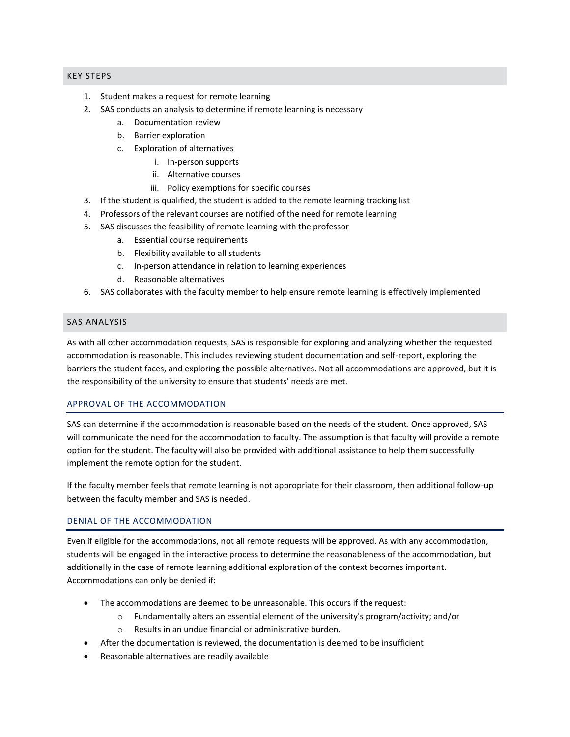## KEY STEPS

1. Student makes a request for remote learning
2. SAS conducts an analysis to determine if remote learning is necessary
   a. Documentation review
   b. Barrier exploration
   c. Exploration of alternatives
      i. In-person supports
      ii. Alternative courses
      iii. Policy exemptions for specific courses
3. If the student is qualified, the student is added to the remote learning tracking list
4. Professors of the relevant courses are notified of the need for remote learning
5. SAS discusses the feasibility of remote learning with the professor
   a. Essential course requirements
   b. Flexibility available to all students
   c. In-person attendance in relation to learning experiences
   d. Reasonable alternatives
6. SAS collaborates with the faculty member to help ensure remote learning is effectively implemented

## SAS ANALYSIS

As with all other accommodation requests, SAS is responsible for exploring and analyzing whether the requested accommodation is reasonable. This includes reviewing student documentation and self-report, exploring the barriers the student faces, and exploring the possible alternatives. Not all accommodations are approved, but it is the responsibility of the university to ensure that students' needs are met.

### APPROVAL OF THE ACCOMMODATION

SAS can determine if the accommodation is reasonable based on the needs of the student. Once approved, SAS will communicate the need for the accommodation to faculty. The assumption is that faculty will provide a remote option for the student. The faculty will also be provided with additional assistance to help them successfully implement the remote option for the student.

If the faculty member feels that remote learning is not appropriate for their classroom, then additional follow-up between the faculty member and SAS is needed.

### DENIAL OF THE ACCOMMODATION

Even if eligible for the accommodations, not all remote requests will be approved. As with any accommodation, students will be engaged in the interactive process to determine the reasonableness of the accommodation, but additionally in the case of remote learning additional exploration of the context becomes important. Accommodations can only be denied if:

- The accommodations are deemed to be unreasonable. This occurs if the request:
  - Fundamentally alters an essential element of the university's program/activity; and/or
  - Results in an undue financial or administrative burden.
- After the documentation is reviewed, the documentation is deemed to be insufficient
- Reasonable alternatives are readily available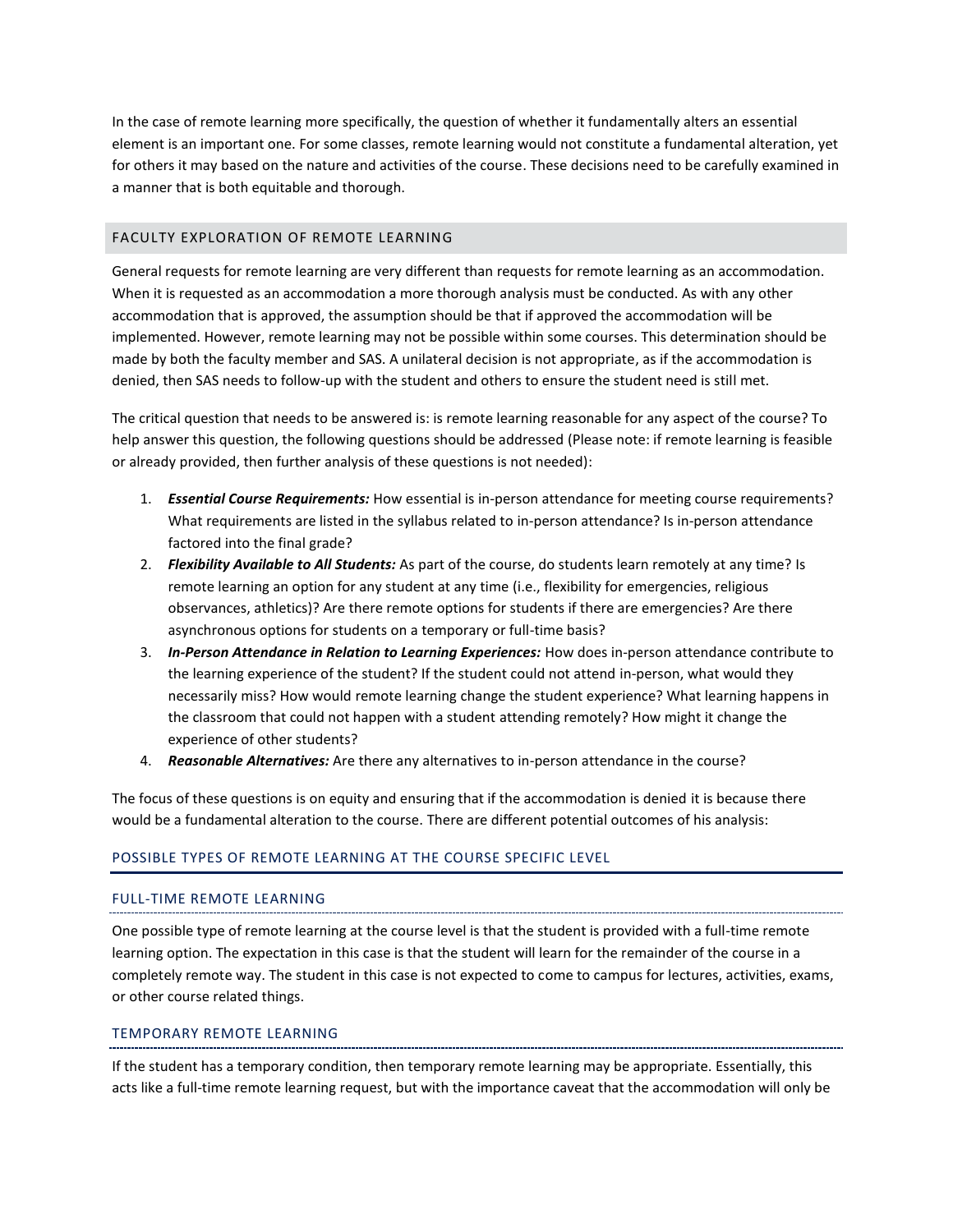In the case of remote learning more specifically, the question of whether it fundamentally alters an essential element is an important one. For some classes, remote learning would not constitute a fundamental alteration, yet for others it may based on the nature and activities of the course. These decisions need to be carefully examined in a manner that is both equitable and thorough.

## FACULTY EXPLORATION OF REMOTE LEARNING

General requests for remote learning are very different than requests for remote learning as an accommodation. When it is requested as an accommodation a more thorough analysis must be conducted. As with any other accommodation that is approved, the assumption should be that if approved the accommodation will be implemented. However, remote learning may not be possible within some courses. This determination should be made by both the faculty member and SAS. A unilateral decision is not appropriate, as if the accommodation is denied, then SAS needs to follow-up with the student and others to ensure the student need is still met.

The critical question that needs to be answered is: is remote learning reasonable for any aspect of the course? To help answer this question, the following questions should be addressed (Please note: if remote learning is feasible or already provided, then further analysis of these questions is not needed):

1. ***Essential Course Requirements:*** How essential is in-person attendance for meeting course requirements? What requirements are listed in the syllabus related to in-person attendance? Is in-person attendance factored into the final grade?
2. ***Flexibility Available to All Students:*** As part of the course, do students learn remotely at any time? Is remote learning an option for any student at any time (i.e., flexibility for emergencies, religious observances, athletics)? Are there remote options for students if there are emergencies? Are there asynchronous options for students on a temporary or full-time basis?
3. ***In-Person Attendance in Relation to Learning Experiences:*** How does in-person attendance contribute to the learning experience of the student? If the student could not attend in-person, what would they necessarily miss? How would remote learning change the student experience? What learning happens in the classroom that could not happen with a student attending remotely? How might it change the experience of other students?
4. ***Reasonable Alternatives:*** Are there any alternatives to in-person attendance in the course?

The focus of these questions is on equity and ensuring that if the accommodation is denied it is because there would be a fundamental alteration to the course. There are different potential outcomes of his analysis:

## POSSIBLE TYPES OF REMOTE LEARNING AT THE COURSE SPECIFIC LEVEL

### FULL-TIME REMOTE LEARNING

One possible type of remote learning at the course level is that the student is provided with a full-time remote learning option. The expectation in this case is that the student will learn for the remainder of the course in a completely remote way. The student in this case is not expected to come to campus for lectures, activities, exams, or other course related things.

### TEMPORARY REMOTE LEARNING

If the student has a temporary condition, then temporary remote learning may be appropriate. Essentially, this acts like a full-time remote learning request, but with the importance caveat that the accommodation will only be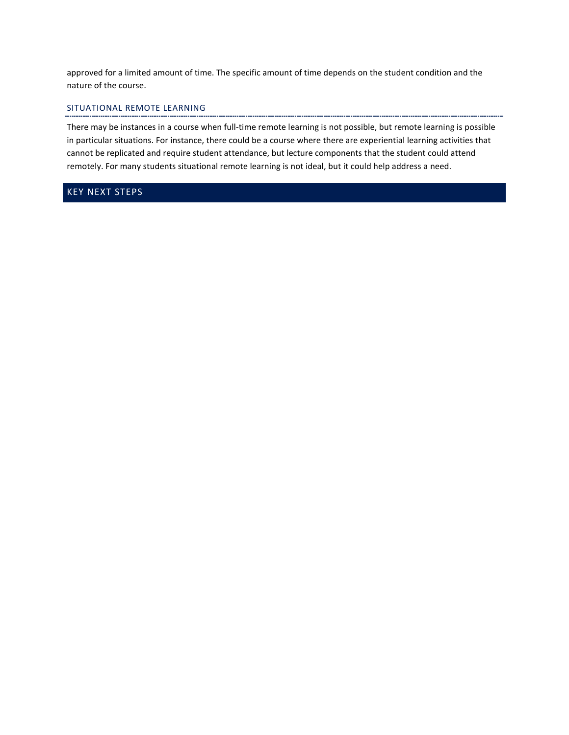approved for a limited amount of time. The specific amount of time depends on the student condition and the nature of the course.

### SITUATIONAL REMOTE LEARNING

There may be instances in a course when full-time remote learning is not possible, but remote learning is possible in particular situations. For instance, there could be a course where there are experiential learning activities that cannot be replicated and require student attendance, but lecture components that the student could attend remotely. For many students situational remote learning is not ideal, but it could help address a need.

## KEY NEXT STEPS